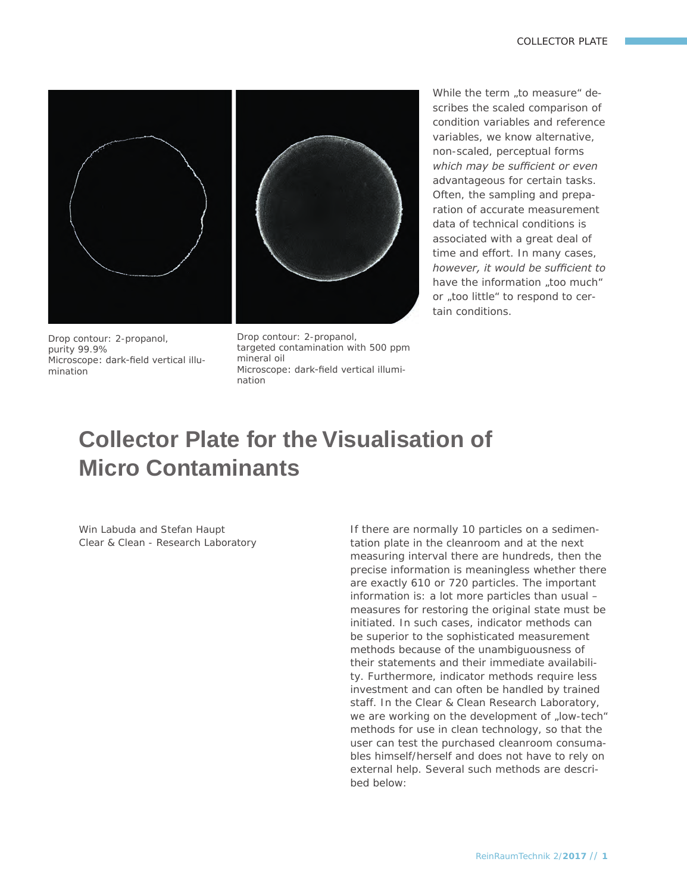Drop contour: 2-propanol, purity 99.9%
Microscope: dark-field vertical illumination

Drop contour: 2-propanol, targeted contamination with 500 ppm mineral oil
Microscope: dark-field vertical illumination

While the term „to measure“ describes the scaled comparison of condition variables and reference variables, we know alternative, non-scaled, perceptual forms *which may be sufficient or even* advantageous for certain tasks. Often, the sampling and preparation of accurate measurement data of technical conditions is associated with a great deal of time and effort. In many cases, *however, it would be sufficient to* have the information „too much“ or „too little“ to respond to certain conditions.

# Collector Plate for the Visualisation of Micro Contaminants

Win Labuda and Stefan Haupt
Clear & Clean - Research Laboratory

If there are normally 10 particles on a sedimentation plate in the cleanroom and at the next measuring interval there are hundreds, then the precise information is meaningless whether there are exactly 610 or 720 particles. The important information is: a lot more particles than usual – measures for restoring the original state must be initiated. In such cases, indicator methods can be superior to the sophisticated measurement methods because of the unambiguousness of their statements and their immediate availability. Furthermore, indicator methods require less investment and can often be handled by trained staff. In the Clear & Clean Research Laboratory, we are working on the development of „low-tech“ methods for use in clean technology, so that the user can test the purchased cleanroom consumables himself/herself and does not have to rely on external help. Several such methods are described below: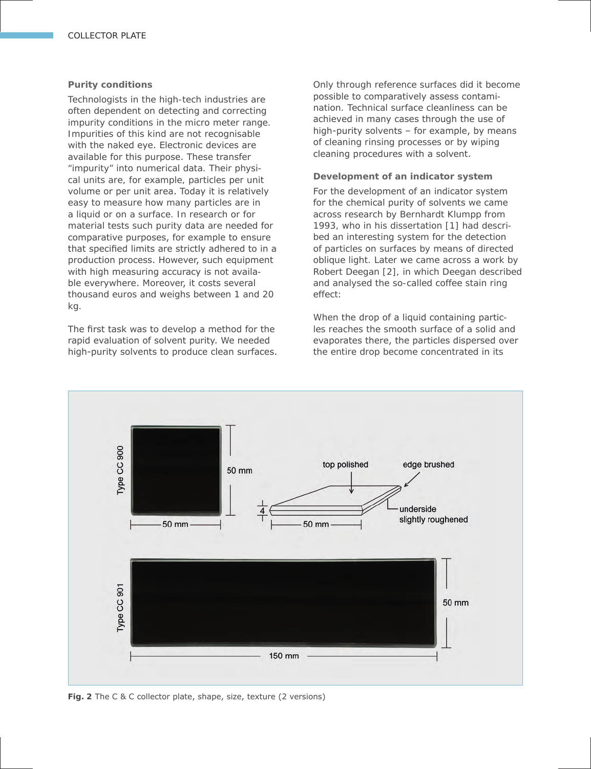### Purity conditions

Technologists in the high-tech industries are often dependent on detecting and correcting impurity conditions in the micro meter range. Impurities of this kind are not recognisable with the naked eye. Electronic devices are available for this purpose. These transfer "impurity" into numerical data. Their physical units are, for example, particles per unit volume or per unit area. Today it is relatively easy to measure how many particles are in a liquid or on a surface. In research or for material tests such purity data are needed for comparative purposes, for example to ensure that specified limits are strictly adhered to in a production process. However, such equipment with high measuring accuracy is not available everywhere. Moreover, it costs several thousand euros and weighs between 1 and 20 kg.

The first task was to develop a method for the rapid evaluation of solvent purity. We needed high-purity solvents to produce clean surfaces. Only through reference surfaces did it become possible to comparatively assess contamination. Technical surface cleanliness can be achieved in many cases through the use of high-purity solvents – for example, by means of cleaning rinsing processes or by wiping cleaning procedures with a solvent.

### Development of an indicator system

For the development of an indicator system for the chemical purity of solvents we came across research by Bernhardt Klumpp from 1993, who in his dissertation [1] had described an interesting system for the detection of particles on surfaces by means of directed oblique light. Later we came across a work by Robert Deegan [2], in which Deegan described and analysed the so-called coffee stain ring effect:

When the drop of a liquid containing particles reaches the smooth surface of a solid and evaporates there, the particles dispersed over the entire drop become concentrated in its

Type CC 900 — 50 mm × 50 mm; 4; top polished; edge brushed; underside slightly roughened

Type CC 901 — 150 mm × 50 mm

**Fig. 2** The C & C collector plate, shape, size, texture (2 versions)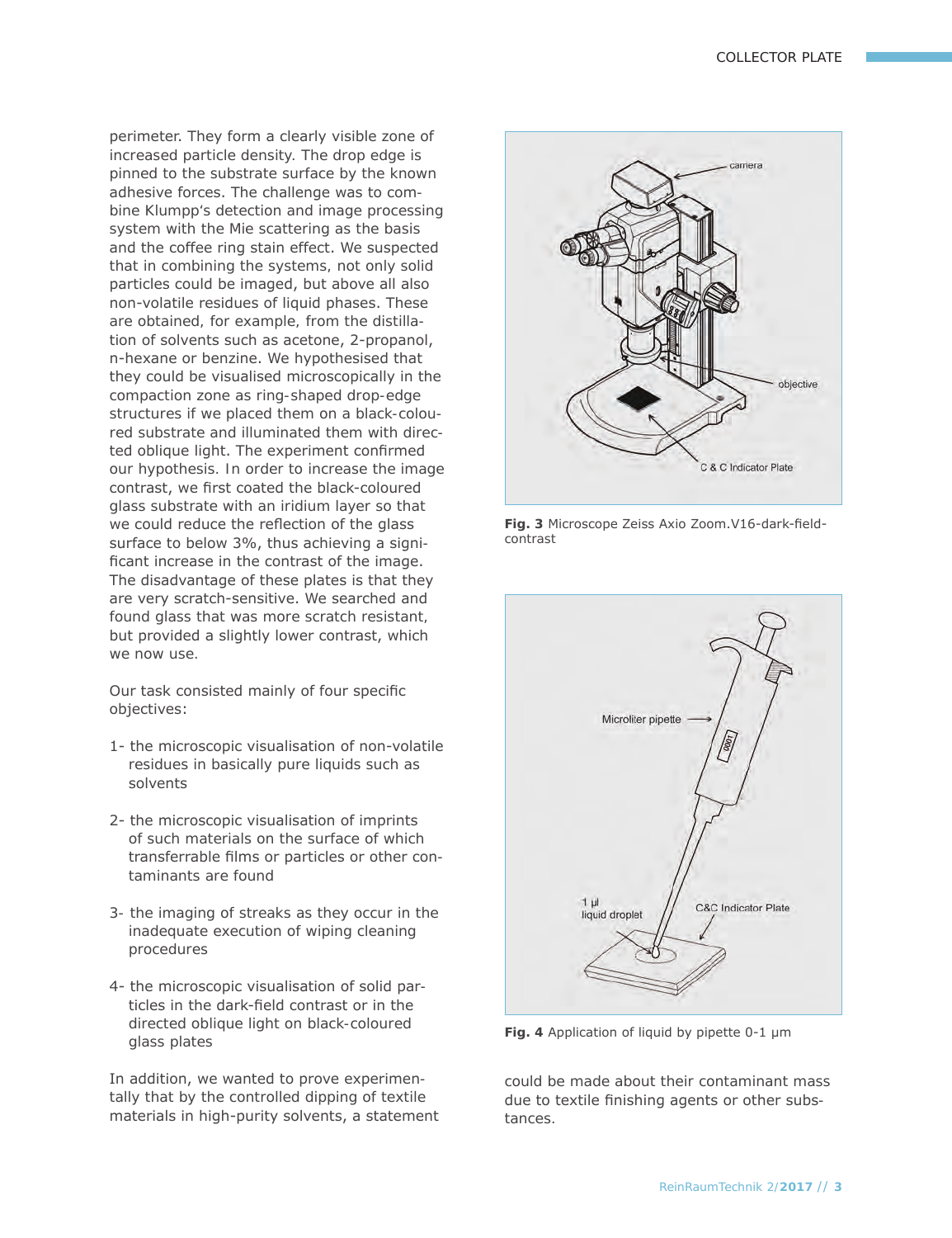perimeter. They form a clearly visible zone of increased particle density. The drop edge is pinned to the substrate surface by the known adhesive forces. The challenge was to combine Klumpp's detection and image processing system with the Mie scattering as the basis and the coffee ring stain effect. We suspected that in combining the systems, not only solid particles could be imaged, but above all also non-volatile residues of liquid phases. These are obtained, for example, from the distillation of solvents such as acetone, 2-propanol, n-hexane or benzine. We hypothesised that they could be visualised microscopically in the compaction zone as ring-shaped drop-edge structures if we placed them on a black-coloured substrate and illuminated them with directed oblique light. The experiment confirmed our hypothesis. In order to increase the image contrast, we first coated the black-coloured glass substrate with an iridium layer so that we could reduce the reflection of the glass surface to below 3%, thus achieving a significant increase in the contrast of the image. The disadvantage of these plates is that they are very scratch-sensitive. We searched and found glass that was more scratch resistant, but provided a slightly lower contrast, which we now use.

Our task consisted mainly of four specific objectives:

1- the microscopic visualisation of non-volatile residues in basically pure liquids such as solvents

2- the microscopic visualisation of imprints of such materials on the surface of which transferrable films or particles or other contaminants are found

3- the imaging of streaks as they occur in the inadequate execution of wiping cleaning procedures

4- the microscopic visualisation of solid particles in the dark-field contrast or in the directed oblique light on black-coloured glass plates

In addition, we wanted to prove experimentally that by the controlled dipping of textile materials in high-purity solvents, a statement could be made about their contaminant mass due to textile finishing agents or other substances.

**Fig. 3** Microscope Zeiss Axio Zoom.V16-dark-field-contrast

**Fig. 4** Application of liquid by pipette 0-1 µm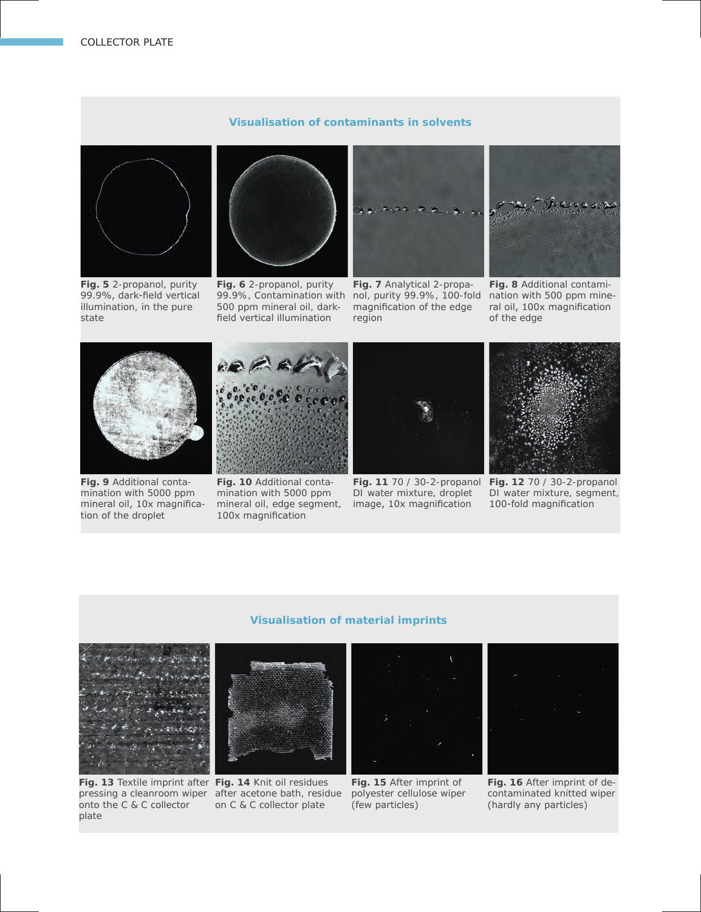## Visualisation of contaminants in solvents

**Fig. 5** 2-propanol, purity 99.9%, dark-field vertical illumination, in the pure state

**Fig. 6** 2-propanol, purity 99.9%, Contamination with 500 ppm mineral oil, dark-field vertical illumination

**Fig. 7** Analytical 2-propanol, purity 99.9%, 100-fold magnification of the edge region

**Fig. 8** Additional contamination with 500 ppm mineral oil, 100x magnification of the edge

**Fig. 9** Additional contamination with 5000 ppm mineral oil, 10x magnification of the droplet

**Fig. 10** Additional contamination with 5000 ppm mineral oil, edge segment, 100x magnification

**Fig. 11** 70 / 30-2-propanol DI water mixture, droplet image, 10x magnification

**Fig. 12** 70 / 30-2-propanol DI water mixture, segment, 100-fold magnification

## Visualisation of material imprints

**Fig. 13** Textile imprint after pressing a cleanroom wiper onto the C & C collector plate

**Fig. 14** Knit oil residues after acetone bath, residue on C & C collector plate

**Fig. 15** After imprint of polyester cellulose wiper (few particles)

**Fig. 16** After imprint of decontaminated knitted wiper (hardly any particles)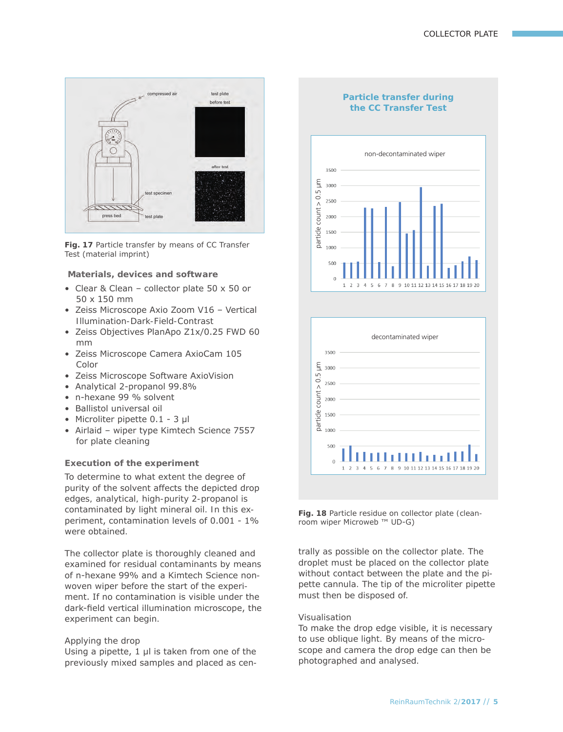Fig. 17 Particle transfer by means of CC Transfer Test (material imprint)

### Materials, devices and software

- Clear & Clean – collector plate 50 x 50 or 50 x 150 mm
- Zeiss Microscope Axio Zoom V16 – Vertical Illumination-Dark-Field-Contrast
- Zeiss Objectives PlanApo Z1x/0.25 FWD 60 mm
- Zeiss Microscope Camera AxioCam 105 Color
- Zeiss Microscope Software AxioVision
- Analytical 2-propanol 99.8%
- n-hexane 99 % solvent
- Ballistol universal oil
- Microliter pipette 0.1 - 3 µl
- Airlaid – wiper type Kimtech Science 7557 for plate cleaning

### Execution of the experiment

To determine to what extent the degree of purity of the solvent affects the depicted drop edges, analytical, high-purity 2-propanol is contaminated by light mineral oil. In this experiment, contamination levels of 0.001 - 1% were obtained.

The collector plate is thoroughly cleaned and examined for residual contaminants by means of n-hexane 99% and a Kimtech Science non-woven wiper before the start of the experiment. If no contamination is visible under the dark-field vertical illumination microscope, the experiment can begin.

Applying the drop
Using a pipette, 1 µl is taken from one of the previously mixed samples and placed as centrally as possible on the collector plate. The droplet must be placed on the collector plate without contact between the plate and the pipette cannula. The tip of the microliter pipette must then be disposed of.

Visualisation
To make the drop edge visible, it is necessary to use oblique light. By means of the microscope and camera the drop edge can then be photographed and analysed.

Fig. 18 Particle residue on collector plate (cleanroom wiper Microweb ™ UD-G)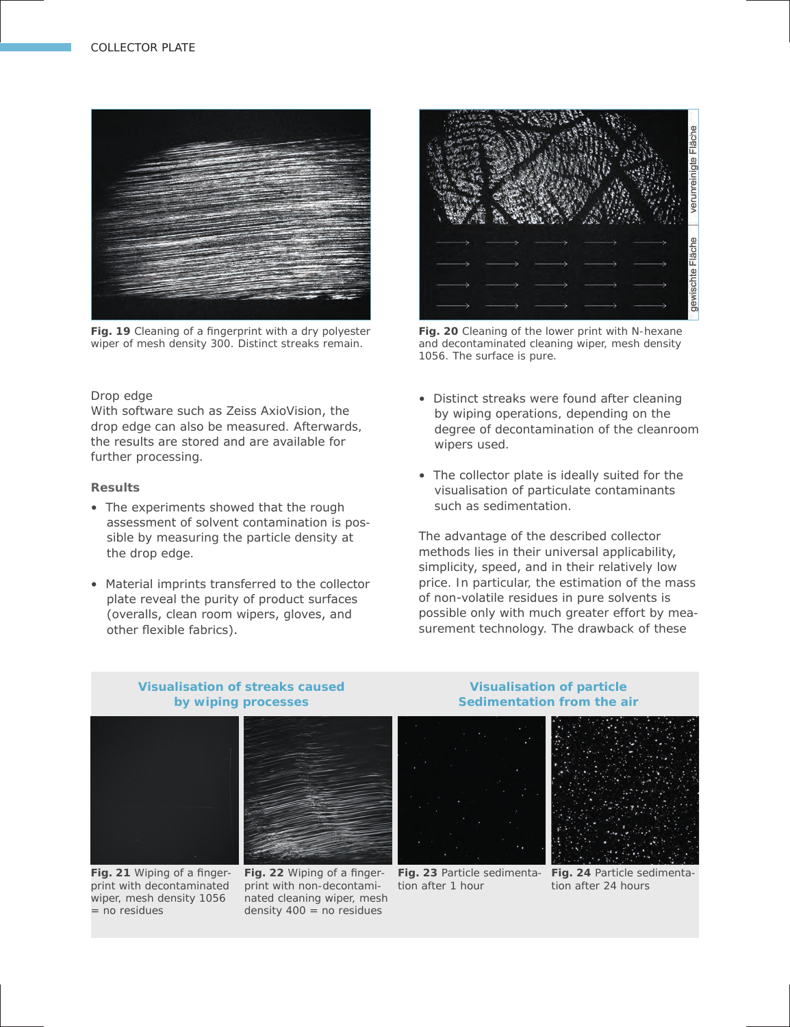Fig. 19 Cleaning of a fingerprint with a dry polyester wiper of mesh density 300. Distinct streaks remain.

Fig. 20 Cleaning of the lower print with N-hexane and decontaminated cleaning wiper, mesh density 1056. The surface is pure.

Drop edge
With software such as Zeiss AxioVision, the drop edge can also be measured. Afterwards, the results are stored and are available for further processing.

**Results**

- The experiments showed that the rough assessment of solvent contamination is possible by measuring the particle density at the drop edge.
- Material imprints transferred to the collector plate reveal the purity of product surfaces (overalls, clean room wipers, gloves, and other flexible fabrics).
- Distinct streaks were found after cleaning by wiping operations, depending on the degree of decontamination of the cleanroom wipers used.
- The collector plate is ideally suited for the visualisation of particulate contaminants such as sedimentation.

The advantage of the described collector methods lies in their universal applicability, simplicity, speed, and in their relatively low price. In particular, the estimation of the mass of non-volatile residues in pure solvents is possible only with much greater effort by measurement technology. The drawback of these

**Visualisation of streaks caused by wiping processes**

**Visualisation of particle Sedimentation from the air**

Fig. 21 Wiping of a fingerprint with decontaminated wiper, mesh density 1056 = no residues

Fig. 22 Wiping of a fingerprint with non-decontaminated cleaning wiper, mesh density 400 = no residues

Fig. 23 Particle sedimentation after 1 hour

Fig. 24 Particle sedimentation after 24 hours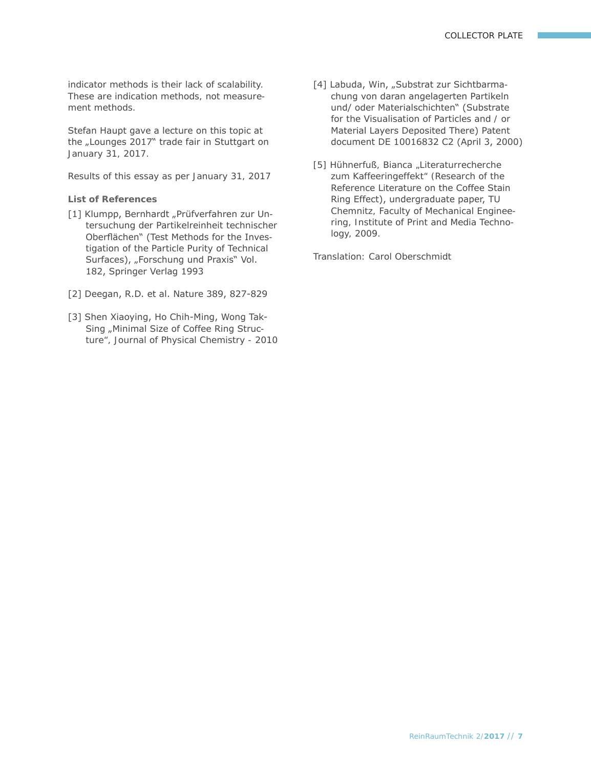indicator methods is their lack of scalability. These are indication methods, not measurement methods.

Stefan Haupt gave a lecture on this topic at the „Lounges 2017" trade fair in Stuttgart on January 31, 2017.

Results of this essay as per January 31, 2017

**List of References**

[1] Klumpp, Bernhardt „Prüfverfahren zur Untersuchung der Partikelreinheit technischer Oberflächen" (Test Methods for the Investigation of the Particle Purity of Technical Surfaces), „Forschung und Praxis" Vol. 182, Springer Verlag 1993

[2] Deegan, R.D. et al. Nature 389, 827-829

[3] Shen Xiaoying, Ho Chih-Ming, Wong Tak-Sing „Minimal Size of Coffee Ring Structure", Journal of Physical Chemistry - 2010

[4] Labuda, Win, „Substrat zur Sichtbarmachung von daran angelagerten Partikeln und/ oder Materialschichten" (Substrate for the Visualisation of Particles and / or Material Layers Deposited There) Patent document DE 10016832 C2 (April 3, 2000)

[5] Hühnerfuß, Bianca „Literaturrecherche zum Kaffeeringeffekt" (Research of the Reference Literature on the Coffee Stain Ring Effect), undergraduate paper, TU Chemnitz, Faculty of Mechanical Engineering, Institute of Print and Media Technology, 2009.

Translation: Carol Oberschmidt